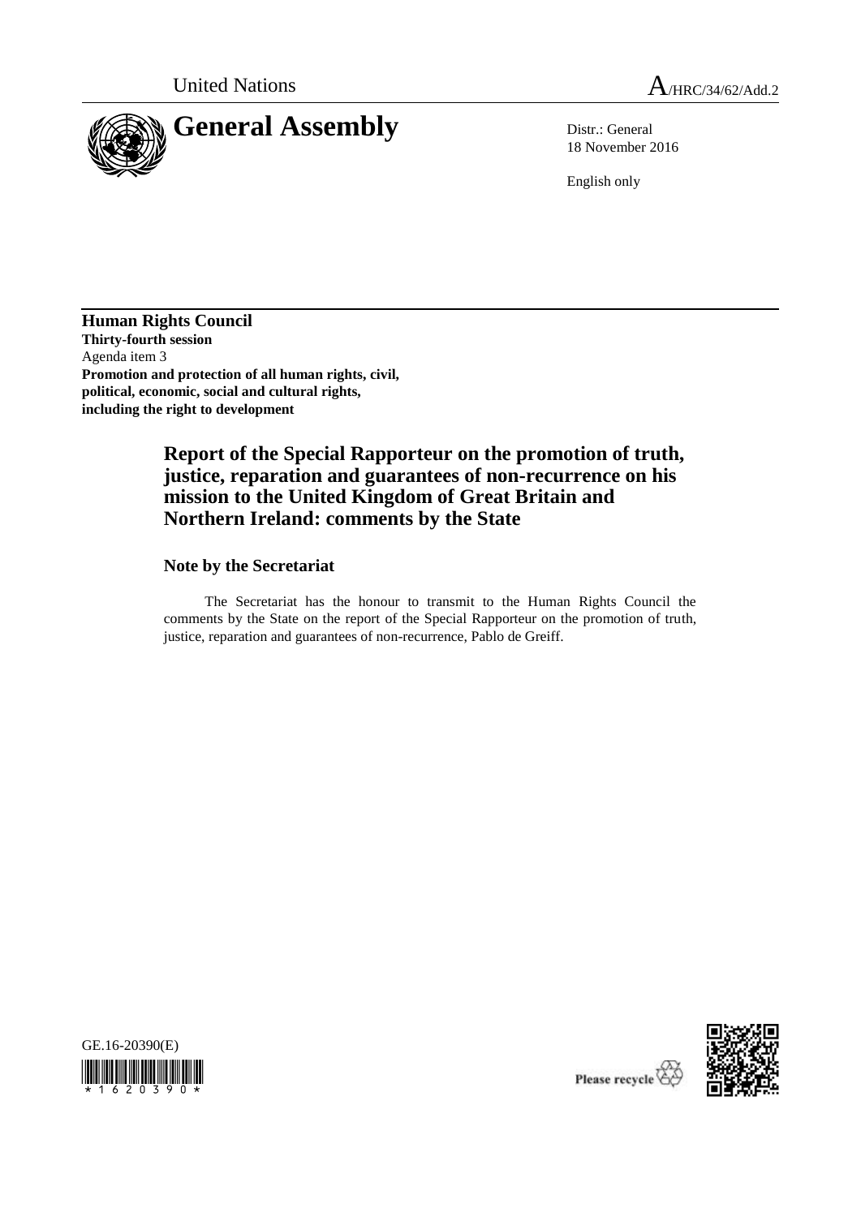United Nations

A/HRC/34/62/Add.2

# General Assembly

Distr.: General
18 November 2016

English only

**Human Rights Council**
**Thirty-fourth session**
Agenda item 3
**Promotion and protection of all human rights, civil, political, economic, social and cultural rights, including the right to development**

## Report of the Special Rapporteur on the promotion of truth, justice, reparation and guarantees of non-recurrence on his mission to the United Kingdom of Great Britain and Northern Ireland: comments by the State

### Note by the Secretariat

The Secretariat has the honour to transmit to the Human Rights Council the comments by the State on the report of the Special Rapporteur on the promotion of truth, justice, reparation and guarantees of non-recurrence, Pablo de Greiff.

GE.16-20390(E)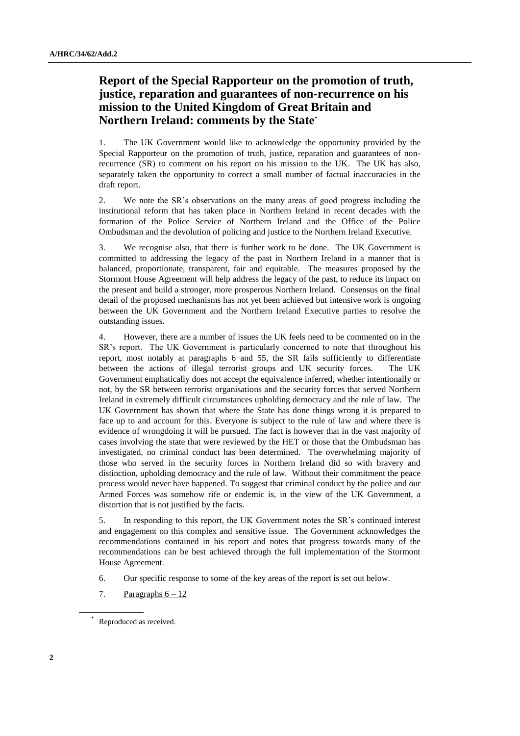## Report of the Special Rapporteur on the promotion of truth, justice, reparation and guarantees of non-recurrence on his mission to the United Kingdom of Great Britain and Northern Ireland: comments by the State*

1. The UK Government would like to acknowledge the opportunity provided by the Special Rapporteur on the promotion of truth, justice, reparation and guarantees of non-recurrence (SR) to comment on his report on his mission to the UK. The UK has also, separately taken the opportunity to correct a small number of factual inaccuracies in the draft report.

2. We note the SR's observations on the many areas of good progress including the institutional reform that has taken place in Northern Ireland in recent decades with the formation of the Police Service of Northern Ireland and the Office of the Police Ombudsman and the devolution of policing and justice to the Northern Ireland Executive.

3. We recognise also, that there is further work to be done. The UK Government is committed to addressing the legacy of the past in Northern Ireland in a manner that is balanced, proportionate, transparent, fair and equitable. The measures proposed by the Stormont House Agreement will help address the legacy of the past, to reduce its impact on the present and build a stronger, more prosperous Northern Ireland. Consensus on the final detail of the proposed mechanisms has not yet been achieved but intensive work is ongoing between the UK Government and the Northern Ireland Executive parties to resolve the outstanding issues.

4. However, there are a number of issues the UK feels need to be commented on in the SR's report. The UK Government is particularly concerned to note that throughout his report, most notably at paragraphs 6 and 55, the SR fails sufficiently to differentiate between the actions of illegal terrorist groups and UK security forces. The UK Government emphatically does not accept the equivalence inferred, whether intentionally or not, by the SR between terrorist organisations and the security forces that served Northern Ireland in extremely difficult circumstances upholding democracy and the rule of law. The UK Government has shown that where the State has done things wrong it is prepared to face up to and account for this. Everyone is subject to the rule of law and where there is evidence of wrongdoing it will be pursued. The fact is however that in the vast majority of cases involving the state that were reviewed by the HET or those that the Ombudsman has investigated, no criminal conduct has been determined. The overwhelming majority of those who served in the security forces in Northern Ireland did so with bravery and distinction, upholding democracy and the rule of law. Without their commitment the peace process would never have happened. To suggest that criminal conduct by the police and our Armed Forces was somehow rife or endemic is, in the view of the UK Government, a distortion that is not justified by the facts.

5. In responding to this report, the UK Government notes the SR's continued interest and engagement on this complex and sensitive issue. The Government acknowledges the recommendations contained in his report and notes that progress towards many of the recommendations can be best achieved through the full implementation of the Stormont House Agreement.

6. Our specific response to some of the key areas of the report is set out below.

7. Paragraphs 6 – 12

\* Reproduced as received.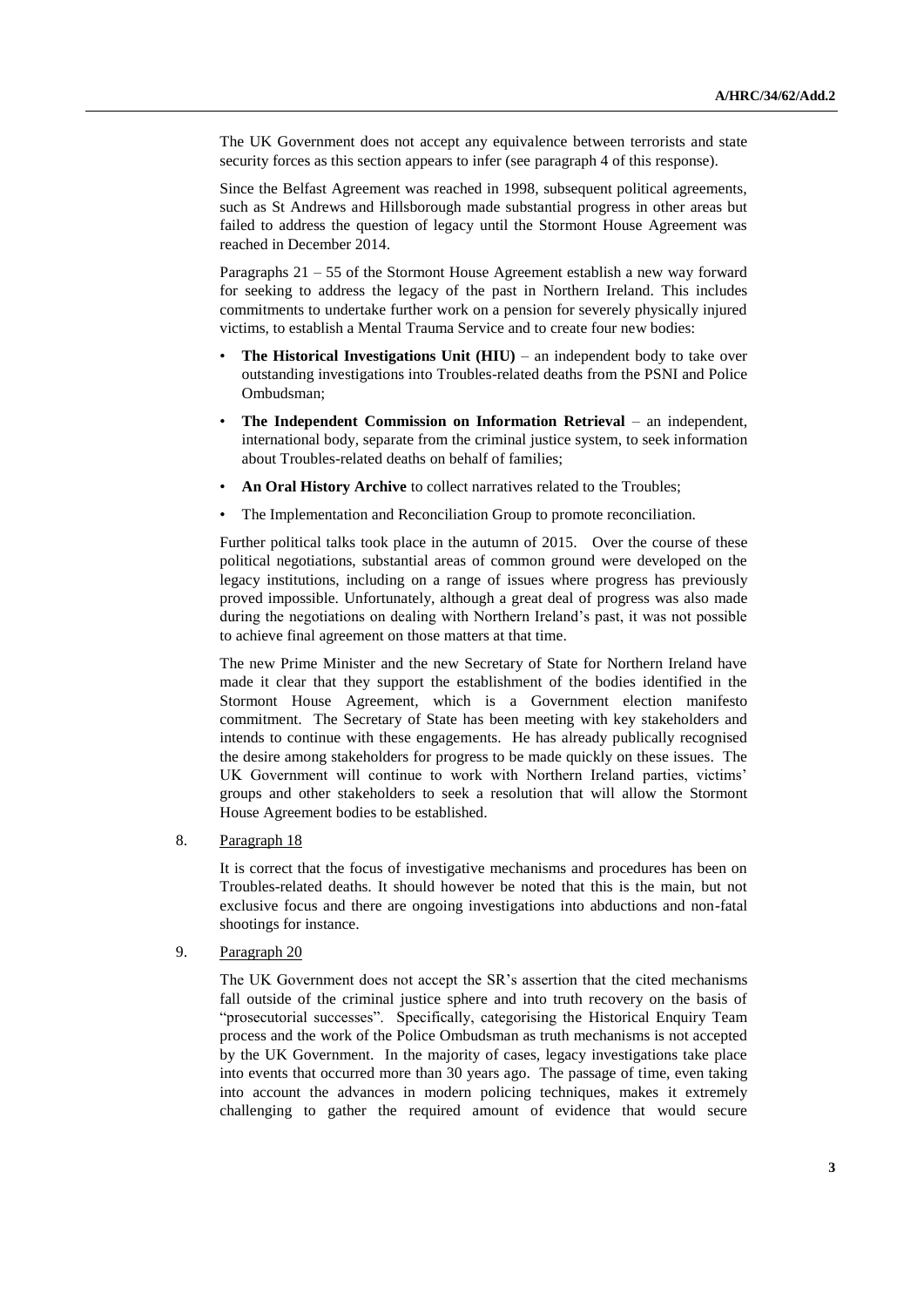The UK Government does not accept any equivalence between terrorists and state security forces as this section appears to infer (see paragraph 4 of this response).

Since the Belfast Agreement was reached in 1998, subsequent political agreements, such as St Andrews and Hillsborough made substantial progress in other areas but failed to address the question of legacy until the Stormont House Agreement was reached in December 2014.

Paragraphs 21 – 55 of the Stormont House Agreement establish a new way forward for seeking to address the legacy of the past in Northern Ireland. This includes commitments to undertake further work on a pension for severely physically injured victims, to establish a Mental Trauma Service and to create four new bodies:

- **The Historical Investigations Unit (HIU)** – an independent body to take over outstanding investigations into Troubles-related deaths from the PSNI and Police Ombudsman;
- **The Independent Commission on Information Retrieval** – an independent, international body, separate from the criminal justice system, to seek information about Troubles-related deaths on behalf of families;
- **An Oral History Archive** to collect narratives related to the Troubles;
- The Implementation and Reconciliation Group to promote reconciliation.

Further political talks took place in the autumn of 2015. Over the course of these political negotiations, substantial areas of common ground were developed on the legacy institutions, including on a range of issues where progress has previously proved impossible. Unfortunately, although a great deal of progress was also made during the negotiations on dealing with Northern Ireland's past, it was not possible to achieve final agreement on those matters at that time.

The new Prime Minister and the new Secretary of State for Northern Ireland have made it clear that they support the establishment of the bodies identified in the Stormont House Agreement, which is a Government election manifesto commitment. The Secretary of State has been meeting with key stakeholders and intends to continue with these engagements. He has already publically recognised the desire among stakeholders for progress to be made quickly on these issues. The UK Government will continue to work with Northern Ireland parties, victims' groups and other stakeholders to seek a resolution that will allow the Stormont House Agreement bodies to be established.

8. Paragraph 18

It is correct that the focus of investigative mechanisms and procedures has been on Troubles-related deaths. It should however be noted that this is the main, but not exclusive focus and there are ongoing investigations into abductions and non-fatal shootings for instance.

9. Paragraph 20

The UK Government does not accept the SR's assertion that the cited mechanisms fall outside of the criminal justice sphere and into truth recovery on the basis of "prosecutorial successes". Specifically, categorising the Historical Enquiry Team process and the work of the Police Ombudsman as truth mechanisms is not accepted by the UK Government. In the majority of cases, legacy investigations take place into events that occurred more than 30 years ago. The passage of time, even taking into account the advances in modern policing techniques, makes it extremely challenging to gather the required amount of evidence that would secure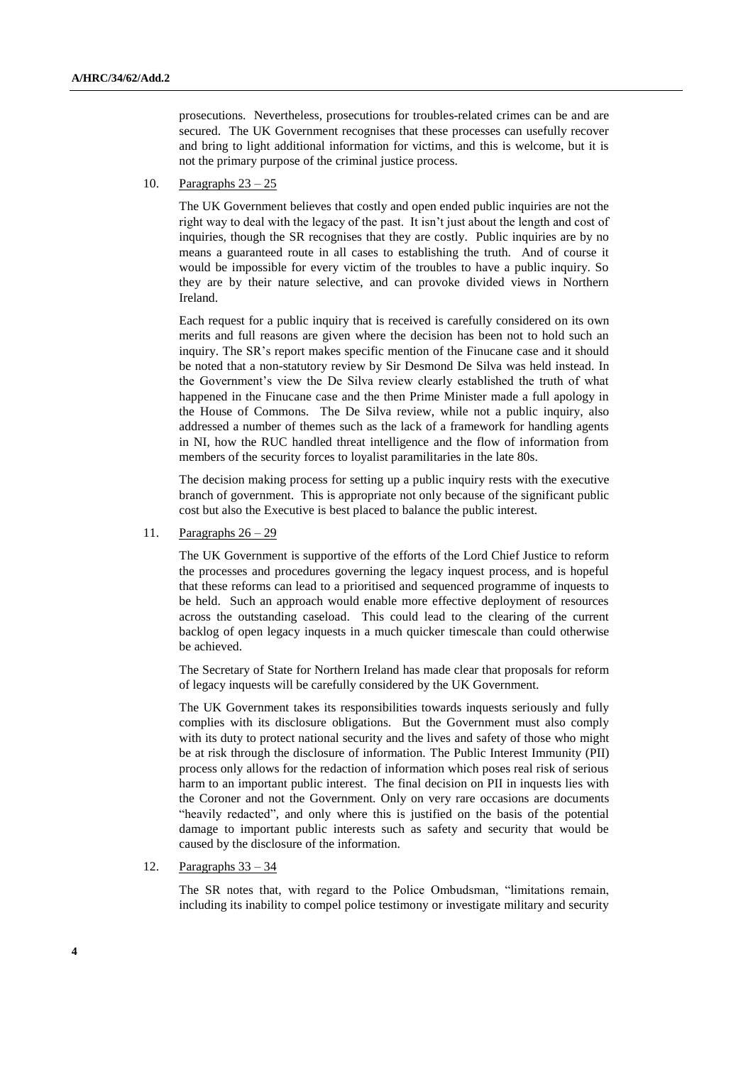prosecutions. Nevertheless, prosecutions for troubles-related crimes can be and are secured. The UK Government recognises that these processes can usefully recover and bring to light additional information for victims, and this is welcome, but it is not the primary purpose of the criminal justice process.

10. Paragraphs 23 – 25

The UK Government believes that costly and open ended public inquiries are not the right way to deal with the legacy of the past. It isn't just about the length and cost of inquiries, though the SR recognises that they are costly. Public inquiries are by no means a guaranteed route in all cases to establishing the truth. And of course it would be impossible for every victim of the troubles to have a public inquiry. So they are by their nature selective, and can provoke divided views in Northern Ireland.

Each request for a public inquiry that is received is carefully considered on its own merits and full reasons are given where the decision has been not to hold such an inquiry. The SR's report makes specific mention of the Finucane case and it should be noted that a non-statutory review by Sir Desmond De Silva was held instead. In the Government's view the De Silva review clearly established the truth of what happened in the Finucane case and the then Prime Minister made a full apology in the House of Commons. The De Silva review, while not a public inquiry, also addressed a number of themes such as the lack of a framework for handling agents in NI, how the RUC handled threat intelligence and the flow of information from members of the security forces to loyalist paramilitaries in the late 80s.

The decision making process for setting up a public inquiry rests with the executive branch of government. This is appropriate not only because of the significant public cost but also the Executive is best placed to balance the public interest.

11. Paragraphs 26 – 29

The UK Government is supportive of the efforts of the Lord Chief Justice to reform the processes and procedures governing the legacy inquest process, and is hopeful that these reforms can lead to a prioritised and sequenced programme of inquests to be held. Such an approach would enable more effective deployment of resources across the outstanding caseload. This could lead to the clearing of the current backlog of open legacy inquests in a much quicker timescale than could otherwise be achieved.

The Secretary of State for Northern Ireland has made clear that proposals for reform of legacy inquests will be carefully considered by the UK Government.

The UK Government takes its responsibilities towards inquests seriously and fully complies with its disclosure obligations. But the Government must also comply with its duty to protect national security and the lives and safety of those who might be at risk through the disclosure of information. The Public Interest Immunity (PII) process only allows for the redaction of information which poses real risk of serious harm to an important public interest. The final decision on PII in inquests lies with the Coroner and not the Government. Only on very rare occasions are documents "heavily redacted", and only where this is justified on the basis of the potential damage to important public interests such as safety and security that would be caused by the disclosure of the information.

12. Paragraphs 33 – 34

The SR notes that, with regard to the Police Ombudsman, "limitations remain, including its inability to compel police testimony or investigate military and security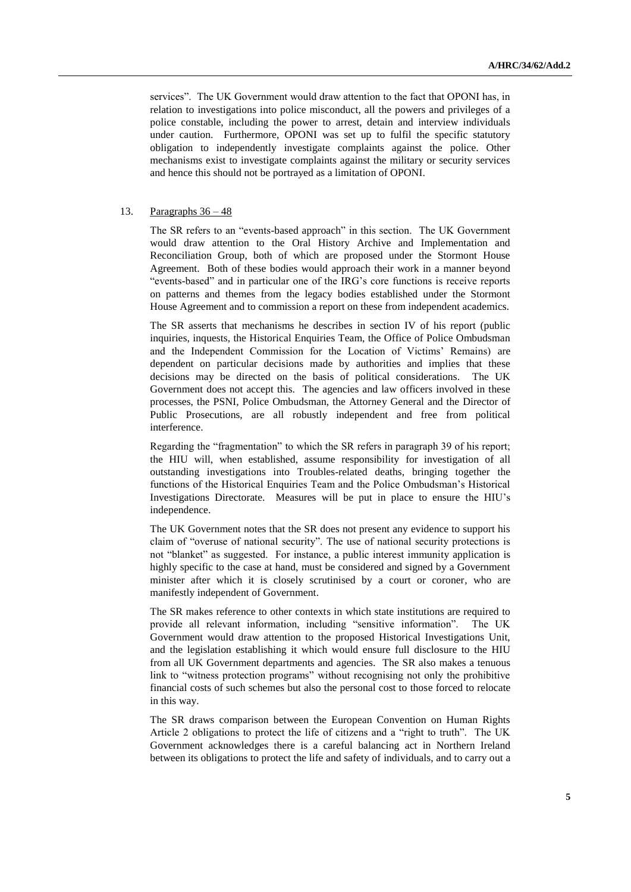services". The UK Government would draw attention to the fact that OPONI has, in relation to investigations into police misconduct, all the powers and privileges of a police constable, including the power to arrest, detain and interview individuals under caution. Furthermore, OPONI was set up to fulfil the specific statutory obligation to independently investigate complaints against the police. Other mechanisms exist to investigate complaints against the military or security services and hence this should not be portrayed as a limitation of OPONI.

13. Paragraphs 36 – 48

The SR refers to an "events-based approach" in this section. The UK Government would draw attention to the Oral History Archive and Implementation and Reconciliation Group, both of which are proposed under the Stormont House Agreement. Both of these bodies would approach their work in a manner beyond "events-based" and in particular one of the IRG's core functions is receive reports on patterns and themes from the legacy bodies established under the Stormont House Agreement and to commission a report on these from independent academics.

The SR asserts that mechanisms he describes in section IV of his report (public inquiries, inquests, the Historical Enquiries Team, the Office of Police Ombudsman and the Independent Commission for the Location of Victims' Remains) are dependent on particular decisions made by authorities and implies that these decisions may be directed on the basis of political considerations. The UK Government does not accept this. The agencies and law officers involved in these processes, the PSNI, Police Ombudsman, the Attorney General and the Director of Public Prosecutions, are all robustly independent and free from political interference.

Regarding the "fragmentation" to which the SR refers in paragraph 39 of his report; the HIU will, when established, assume responsibility for investigation of all outstanding investigations into Troubles-related deaths, bringing together the functions of the Historical Enquiries Team and the Police Ombudsman's Historical Investigations Directorate. Measures will be put in place to ensure the HIU's independence.

The UK Government notes that the SR does not present any evidence to support his claim of "overuse of national security". The use of national security protections is not "blanket" as suggested. For instance, a public interest immunity application is highly specific to the case at hand, must be considered and signed by a Government minister after which it is closely scrutinised by a court or coroner, who are manifestly independent of Government.

The SR makes reference to other contexts in which state institutions are required to provide all relevant information, including "sensitive information". The UK Government would draw attention to the proposed Historical Investigations Unit, and the legislation establishing it which would ensure full disclosure to the HIU from all UK Government departments and agencies. The SR also makes a tenuous link to "witness protection programs" without recognising not only the prohibitive financial costs of such schemes but also the personal cost to those forced to relocate in this way.

The SR draws comparison between the European Convention on Human Rights Article 2 obligations to protect the life of citizens and a "right to truth". The UK Government acknowledges there is a careful balancing act in Northern Ireland between its obligations to protect the life and safety of individuals, and to carry out a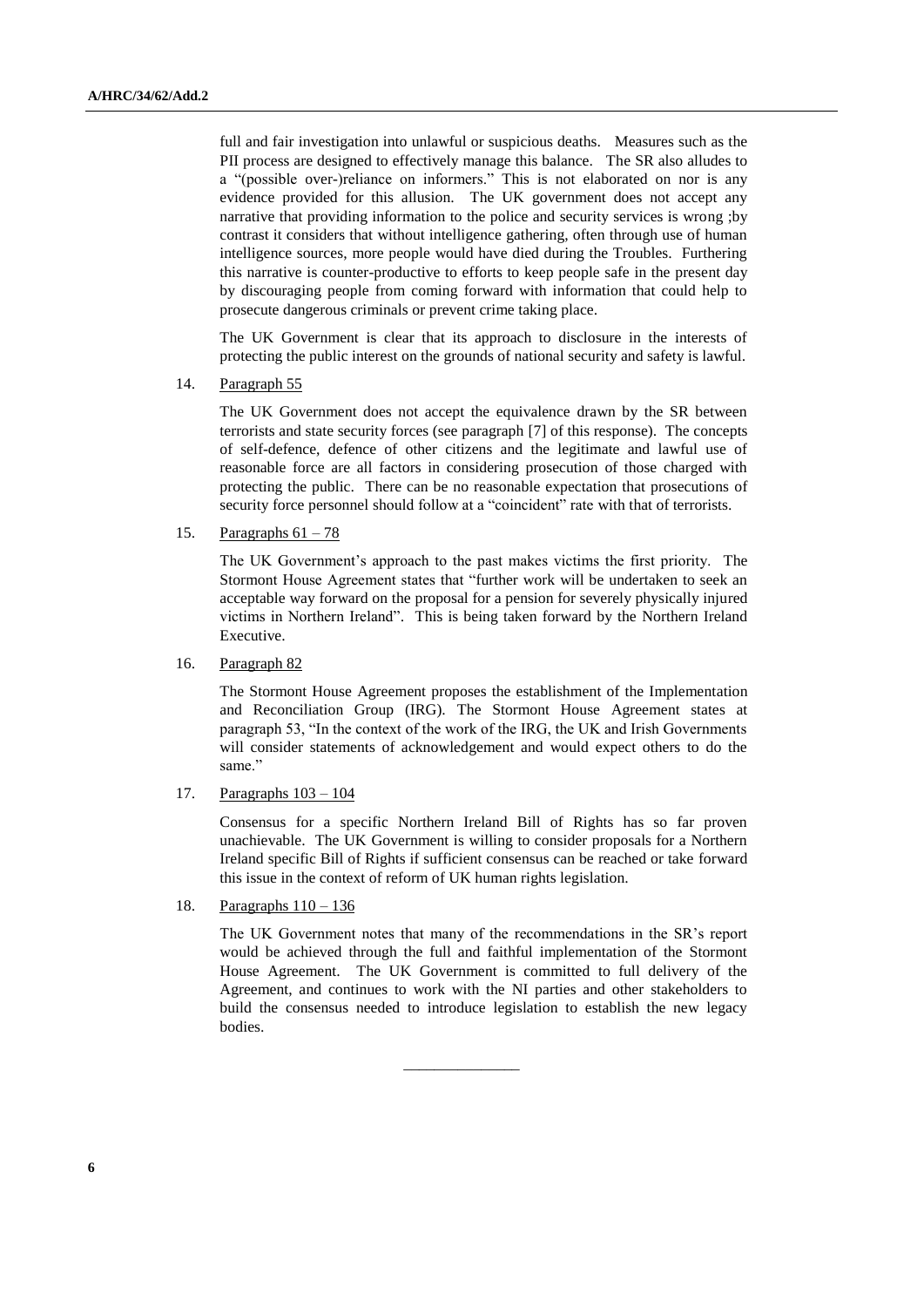full and fair investigation into unlawful or suspicious deaths. Measures such as the PII process are designed to effectively manage this balance. The SR also alludes to a "(possible over-)reliance on informers." This is not elaborated on nor is any evidence provided for this allusion. The UK government does not accept any narrative that providing information to the police and security services is wrong ;by contrast it considers that without intelligence gathering, often through use of human intelligence sources, more people would have died during the Troubles. Furthering this narrative is counter-productive to efforts to keep people safe in the present day by discouraging people from coming forward with information that could help to prosecute dangerous criminals or prevent crime taking place.

The UK Government is clear that its approach to disclosure in the interests of protecting the public interest on the grounds of national security and safety is lawful.

14. Paragraph 55

The UK Government does not accept the equivalence drawn by the SR between terrorists and state security forces (see paragraph [7] of this response). The concepts of self-defence, defence of other citizens and the legitimate and lawful use of reasonable force are all factors in considering prosecution of those charged with protecting the public. There can be no reasonable expectation that prosecutions of security force personnel should follow at a "coincident" rate with that of terrorists.

15. Paragraphs 61 – 78

The UK Government's approach to the past makes victims the first priority. The Stormont House Agreement states that "further work will be undertaken to seek an acceptable way forward on the proposal for a pension for severely physically injured victims in Northern Ireland". This is being taken forward by the Northern Ireland Executive.

16. Paragraph 82

The Stormont House Agreement proposes the establishment of the Implementation and Reconciliation Group (IRG). The Stormont House Agreement states at paragraph 53, "In the context of the work of the IRG, the UK and Irish Governments will consider statements of acknowledgement and would expect others to do the same."

17. Paragraphs 103 – 104

Consensus for a specific Northern Ireland Bill of Rights has so far proven unachievable. The UK Government is willing to consider proposals for a Northern Ireland specific Bill of Rights if sufficient consensus can be reached or take forward this issue in the context of reform of UK human rights legislation.

18. Paragraphs 110 – 136

The UK Government notes that many of the recommendations in the SR's report would be achieved through the full and faithful implementation of the Stormont House Agreement. The UK Government is committed to full delivery of the Agreement, and continues to work with the NI parties and other stakeholders to build the consensus needed to introduce legislation to establish the new legacy bodies.